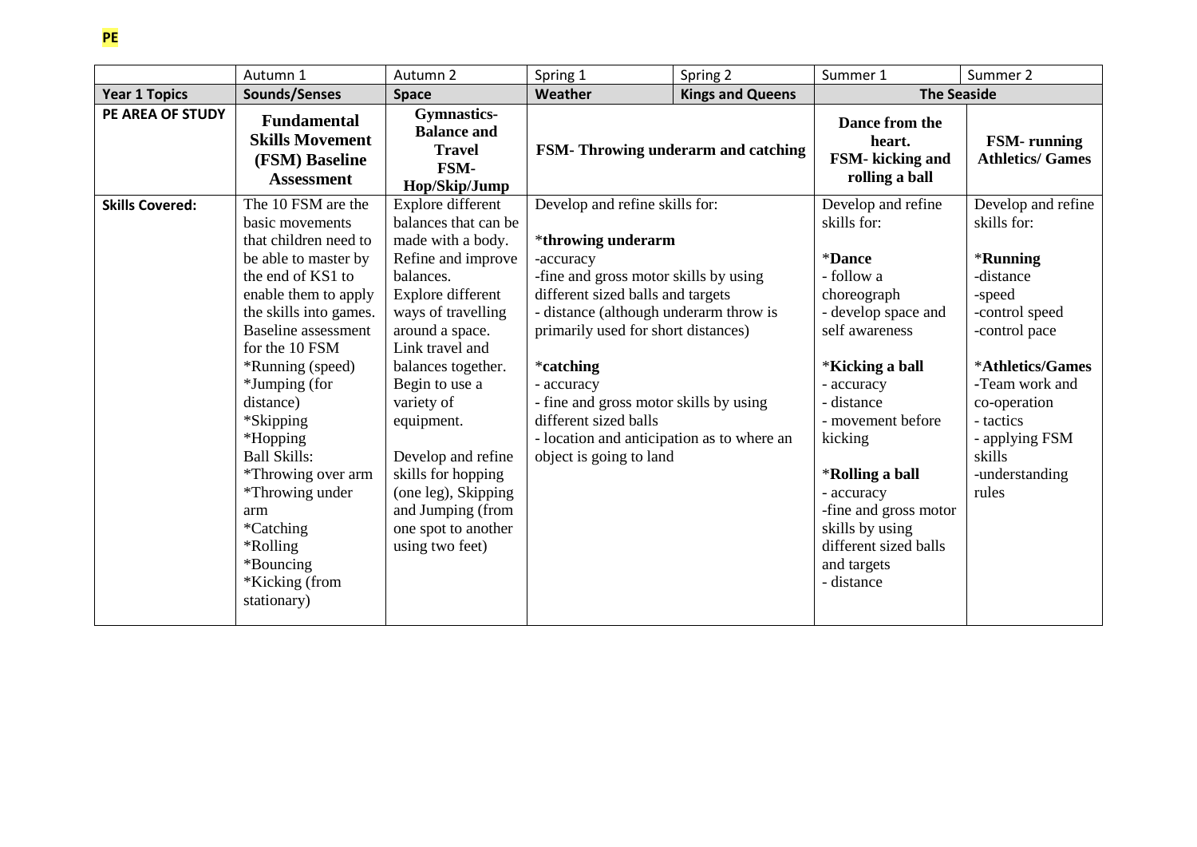**PE**

| | Autumn 1 | Autumn 2 | Spring 1 | Spring 2 | Summer 1 | Summer 2 |
|---|---|---|---|---|---|---|
| **Year 1 Topics** | **Sounds/Senses** | **Space** | **Weather** | **Kings and Queens** | **The Seaside** | |
| **PE AREA OF STUDY** | **Fundamental Skills Movement (FSM) Baseline Assessment** | **Gymnastics- Balance and Travel FSM- Hop/Skip/Jump** | **FSM- Throwing underarm and catching** | | **Dance from the heart. FSM- kicking and rolling a ball** | **FSM- running Athletics/ Games** |
| **Skills Covered:** | The 10 FSM are the basic movements that children need to be able to master by the end of KS1 to enable them to apply the skills into games. Baseline assessment for the 10 FSM<br>*Running (speed)<br>*Jumping (for distance)<br>*Skipping<br>*Hopping<br>Ball Skills:<br>*Throwing over arm<br>*Throwing under arm<br>*Catching<br>*Rolling<br>*Bouncing<br>*Kicking (from stationary) | Explore different balances that can be made with a body. Refine and improve balances. Explore different ways of travelling around a space. Link travel and balances together. Begin to use a variety of equipment.<br><br>Develop and refine skills for hopping (one leg), Skipping and Jumping (from one spot to another using two feet) | Develop and refine skills for:<br><br>***throwing underarm**<br>-accuracy<br>-fine and gross motor skills by using different sized balls and targets<br>- distance (although underarm throw is primarily used for short distances)<br><br>***catching**<br>- accuracy<br>- fine and gross motor skills by using different sized balls<br>- location and anticipation as to where an object is going to land | | Develop and refine skills for:<br><br>***Dance**<br>- follow a choreograph<br>- develop space and self awareness<br><br>***Kicking a ball**<br>- accuracy<br>- distance<br>- movement before kicking<br><br>***Rolling a ball**<br>- accuracy<br>-fine and gross motor skills by using different sized balls and targets<br>- distance | Develop and refine skills for:<br><br>***Running**<br>-distance<br>-speed<br>-control speed<br>-control pace<br><br>***Athletics/Games**<br>-Team work and co-operation<br>- tactics<br>- applying FSM skills<br>-understanding rules |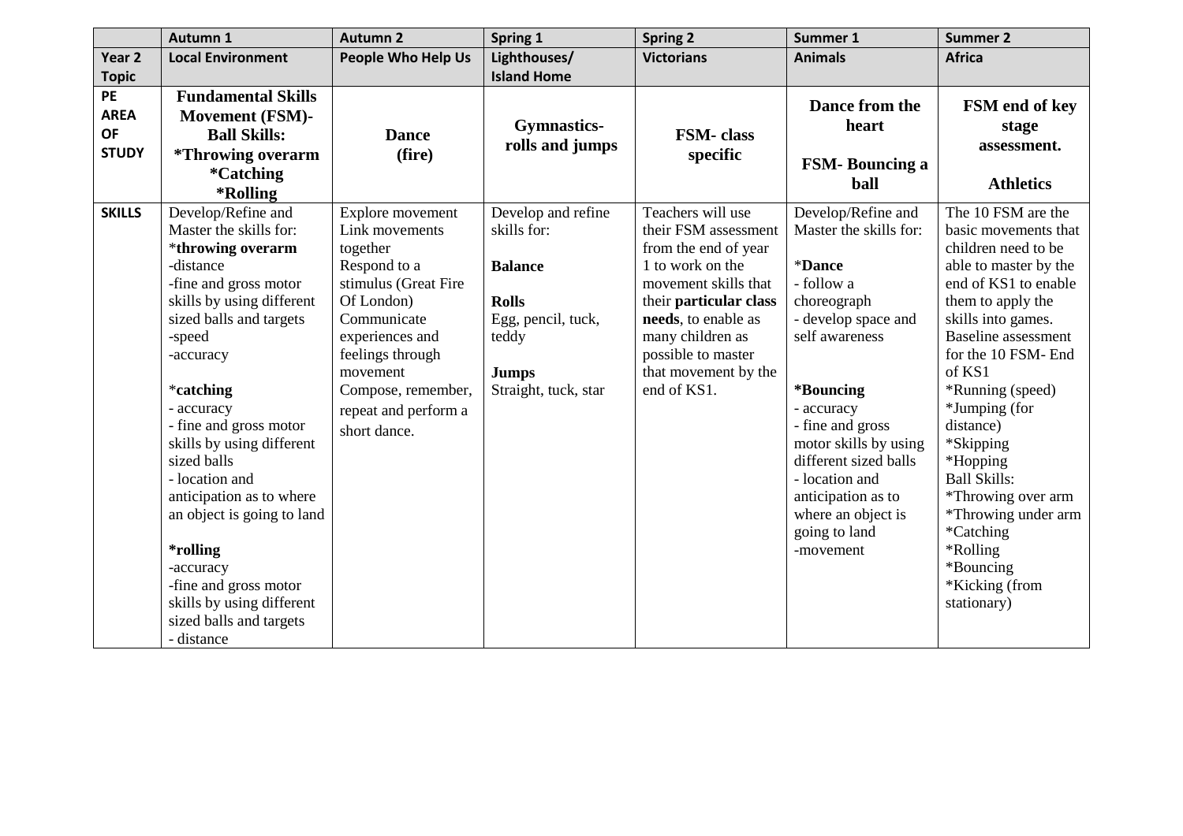| | Autumn 1 | Autumn 2 | Spring 1 | Spring 2 | Summer 1 | Summer 2 |
|---|---|---|---|---|---|---|
| **Year 2 Topic** | **Local Environment** | **People Who Help Us** | **Lighthouses/ Island Home** | **Victorians** | **Animals** | **Africa** |
| **PE AREA OF STUDY** | **Fundamental Skills Movement (FSM)- Ball Skills: *Throwing overarm *Catching *Rolling** | **Dance (fire)** | **Gymnastics- rolls and jumps** | **FSM- class specific** | **Dance from the heart**<br><br>**FSM- Bouncing a ball** | **FSM end of key stage assessment.**<br><br>**Athletics** |
| **SKILLS** | Develop/Refine and Master the skills for:<br>***throwing overarm**<br>-distance<br>-fine and gross motor skills by using different sized balls and targets<br>-speed<br>-accuracy<br><br>***catching**<br>- accuracy<br>- fine and gross motor skills by using different sized balls<br>- location and anticipation as to where an object is going to land<br><br>***rolling**<br>-accuracy<br>-fine and gross motor skills by using different sized balls and targets<br>- distance | Explore movement<br>Link movements together<br>Respond to a stimulus (Great Fire Of London)<br>Communicate experiences and feelings through movement<br>Compose, remember, repeat and perform a short dance. | Develop and refine skills for:<br><br>**Balance**<br><br>**Rolls**<br>Egg, pencil, tuck, teddy<br><br>**Jumps**<br>Straight, tuck, star | Teachers will use their FSM assessment from the end of year 1 to work on the movement skills that their **particular class needs**, to enable as many children as possible to master that movement by the end of KS1. | Develop/Refine and Master the skills for:<br><br>***Dance**<br>- follow a choreograph<br>- develop space and self awareness<br><br>***Bouncing**<br>- accuracy<br>- fine and gross motor skills by using different sized balls<br>- location and anticipation as to where an object is going to land<br>-movement | The 10 FSM are the basic movements that children need to be able to master by the end of KS1 to enable them to apply the skills into games.<br>Baseline assessment for the 10 FSM- End of KS1<br>*Running (speed)<br>*Jumping (for distance)<br>*Skipping<br>*Hopping<br>Ball Skills:<br>*Throwing over arm<br>*Throwing under arm<br>*Catching<br>*Rolling<br>*Bouncing<br>*Kicking (from stationary) |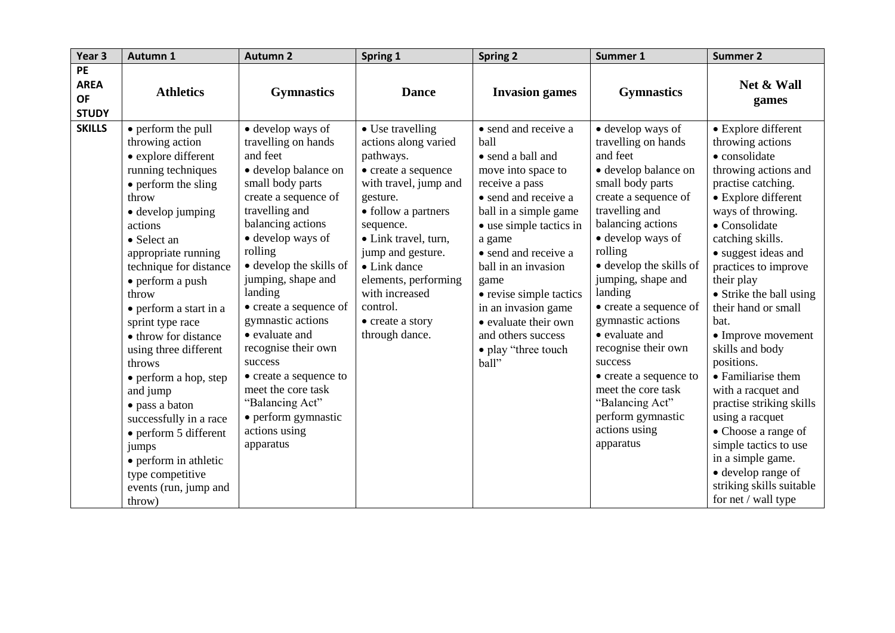| Year 3 | Autumn 1 | Autumn 2 | Spring 1 | Spring 2 | Summer 1 | Summer 2 |
|---|---|---|---|---|---|---|
| **PE AREA OF STUDY** | **Athletics** | **Gymnastics** | **Dance** | **Invasion games** | **Gymnastics** | **Net & Wall games** |
| **SKILLS** | • perform the pull throwing action<br>• explore different running techniques<br>• perform the sling throw<br>• develop jumping actions<br>• Select an appropriate running technique for distance<br>• perform a push throw<br>• perform a start in a sprint type race<br>• throw for distance using three different throws<br>• perform a hop, step and jump<br>• pass a baton successfully in a race<br>• perform 5 different jumps<br>• perform in athletic type competitive events (run, jump and throw) | • develop ways of travelling on hands and feet<br>• develop balance on small body parts create a sequence of travelling and balancing actions<br>• develop ways of rolling<br>• develop the skills of jumping, shape and landing<br>• create a sequence of gymnastic actions<br>• evaluate and recognise their own success<br>• create a sequence to meet the core task "Balancing Act"<br>• perform gymnastic actions using apparatus | • Use travelling actions along varied pathways.<br>• create a sequence with travel, jump and gesture.<br>• follow a partners sequence.<br>• Link travel, turn, jump and gesture.<br>• Link dance elements, performing with increased control.<br>• create a story through dance. | • send and receive a ball<br>• send a ball and move into space to receive a pass<br>• send and receive a ball in a simple game<br>• use simple tactics in a game<br>• send and receive a ball in an invasion game<br>• revise simple tactics in an invasion game<br>• evaluate their own and others success<br>• play "three touch ball" | • develop ways of travelling on hands and feet<br>• develop balance on small body parts create a sequence of travelling and balancing actions<br>• develop ways of rolling<br>• develop the skills of jumping, shape and landing<br>• create a sequence of gymnastic actions<br>• evaluate and recognise their own success<br>• create a sequence to meet the core task "Balancing Act" perform gymnastic actions using apparatus | • Explore different throwing actions<br>• consolidate throwing actions and practise catching.<br>• Explore different ways of throwing.<br>• Consolidate catching skills.<br>• suggest ideas and practices to improve their play<br>• Strike the ball using their hand or small bat.<br>• Improve movement skills and body positions.<br>• Familiarise them with a racquet and practise striking skills using a racquet<br>• Choose a range of simple tactics to use in a simple game.<br>• develop range of striking skills suitable for net / wall type |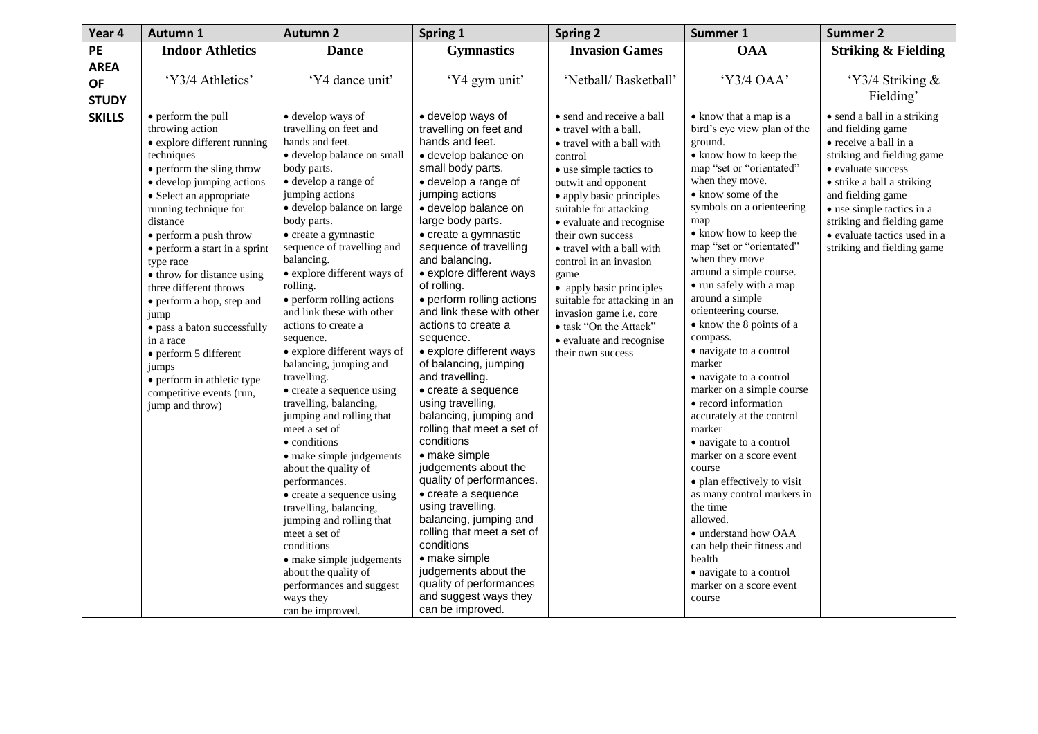| Year 4 | Autumn 1 | Autumn 2 | Spring 1 | Spring 2 | Summer 1 | Summer 2 |
|---|---|---|---|---|---|---|
| **PE AREA OF STUDY** | **Indoor Athletics**<br><br>'Y3/4 Athletics' | **Dance**<br><br>'Y4 dance unit' | **Gymnastics**<br><br>'Y4 gym unit' | **Invasion Games**<br><br>'Netball/ Basketball' | **OAA**<br><br>'Y3/4 OAA' | **Striking & Fielding**<br><br>'Y3/4 Striking & Fielding' |
| **SKILLS** | • perform the pull throwing action<br>• explore different running techniques<br>• perform the sling throw<br>• develop jumping actions<br>• Select an appropriate running technique for distance<br>• perform a push throw<br>• perform a start in a sprint type race<br>• throw for distance using three different throws<br>• perform a hop, step and jump<br>• pass a baton successfully in a race<br>• perform 5 different jumps<br>• perform in athletic type competitive events (run, jump and throw) | • develop ways of travelling on feet and hands and feet.<br>• develop balance on small body parts.<br>• develop a range of jumping actions<br>• develop balance on large body parts.<br>• create a gymnastic sequence of travelling and balancing.<br>• explore different ways of rolling.<br>• perform rolling actions and link these with other actions to create a sequence.<br>• explore different ways of balancing, jumping and travelling.<br>• create a sequence using travelling, balancing, jumping and rolling that meet a set of<br>• conditions<br>• make simple judgements about the quality of performances.<br>• create a sequence using travelling, balancing, jumping and rolling that meet a set of conditions<br>• make simple judgements about the quality of performances and suggest ways they can be improved. | • develop ways of travelling on feet and hands and feet.<br>• develop balance on small body parts.<br>• develop a range of jumping actions<br>• develop balance on large body parts.<br>• create a gymnastic sequence of travelling and balancing.<br>• explore different ways of rolling.<br>• perform rolling actions and link these with other actions to create a sequence.<br>• explore different ways of balancing, jumping and travelling.<br>• create a sequence using travelling, balancing, jumping and rolling that meet a set of conditions<br>• make simple judgements about the quality of performances.<br>• create a sequence using travelling, balancing, jumping and rolling that meet a set of conditions<br>• make simple judgements about the quality of performances and suggest ways they can be improved. | • send and receive a ball<br>• travel with a ball.<br>• travel with a ball with control<br>• use simple tactics to outwit and opponent<br>• apply basic principles suitable for attacking<br>• evaluate and recognise their own success<br>• travel with a ball with control in an invasion game<br>• apply basic principles suitable for attacking in an invasion game i.e. core<br>• task "On the Attack"<br>• evaluate and recognise their own success | • know that a map is a bird's eye view plan of the ground.<br>• know how to keep the map "set or "orientated" when they move.<br>• know some of the symbols on a orienteering map<br>• know how to keep the map "set or "orientated" when they move around a simple course.<br>• run safely with a map around a simple orienteering course.<br>• know the 8 points of a compass.<br>• navigate to a control marker<br>• navigate to a control marker on a simple course<br>• record information accurately at the control marker<br>• navigate to a control marker on a score event course<br>• plan effectively to visit as many control markers in the time allowed.<br>• understand how OAA can help their fitness and health<br>• navigate to a control marker on a score event course | • send a ball in a striking and fielding game<br>• receive a ball in a striking and fielding game<br>• evaluate success<br>• strike a ball a striking and fielding game<br>• use simple tactics in a striking and fielding game<br>• evaluate tactics used in a striking and fielding game |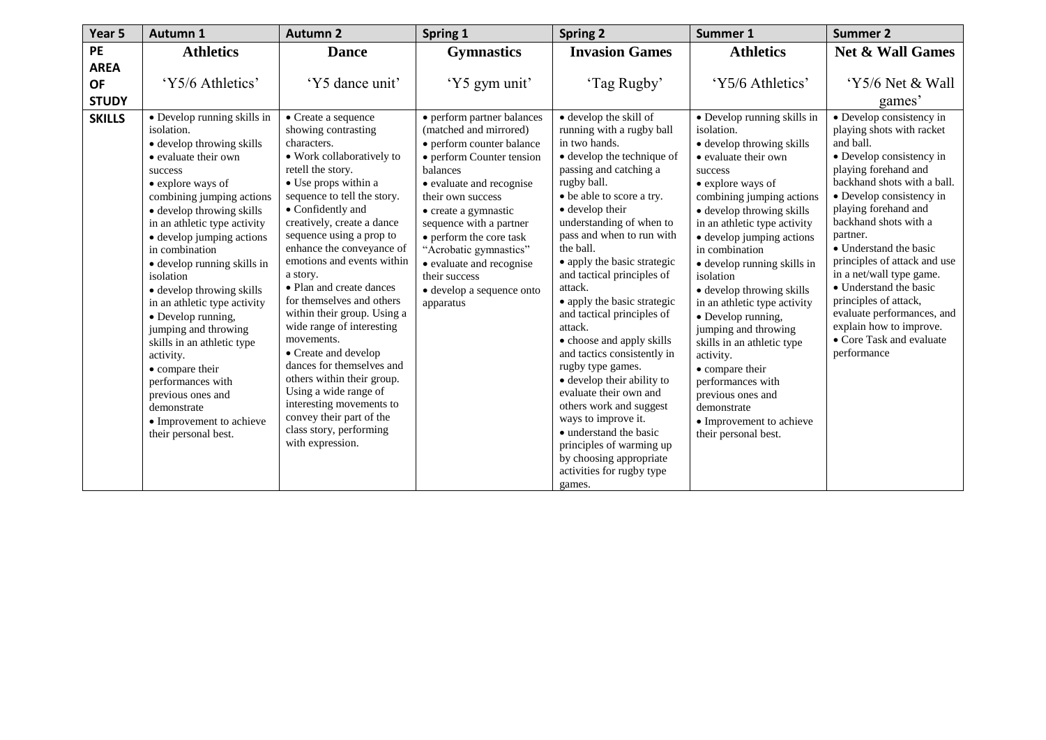| Year 5 | Autumn 1 | Autumn 2 | Spring 1 | Spring 2 | Summer 1 | Summer 2 |
|---|---|---|---|---|---|---|
| **PE AREA OF STUDY** | **Athletics**<br><br>'Y5/6 Athletics' | **Dance**<br><br>'Y5 dance unit' | **Gymnastics**<br><br>'Y5 gym unit' | **Invasion Games**<br><br>'Tag Rugby' | **Athletics**<br><br>'Y5/6 Athletics' | **Net & Wall Games**<br><br>'Y5/6 Net & Wall games' |
| **SKILLS** | • Develop running skills in isolation.<br>• develop throwing skills<br>• evaluate their own success<br>• explore ways of combining jumping actions<br>• develop throwing skills in an athletic type activity<br>• develop jumping actions in combination<br>• develop running skills in isolation<br>• develop throwing skills in an athletic type activity<br>• Develop running, jumping and throwing skills in an athletic type activity.<br>• compare their performances with previous ones and demonstrate<br>• Improvement to achieve their personal best. | • Create a sequence showing contrasting characters.<br>• Work collaboratively to retell the story.<br>• Use props within a sequence to tell the story.<br>• Confidently and creatively, create a dance sequence using a prop to enhance the conveyance of emotions and events within a story.<br>• Plan and create dances for themselves and others within their group. Using a wide range of interesting movements.<br>• Create and develop dances for themselves and others within their group. Using a wide range of interesting movements to convey their part of the class story, performing with expression. | • perform partner balances (matched and mirrored)<br>• perform counter balance<br>• perform Counter tension balances<br>• evaluate and recognise their own success<br>• create a gymnastic sequence with a partner<br>• perform the core task "Acrobatic gymnastics"<br>• evaluate and recognise their success<br>• develop a sequence onto apparatus | • develop the skill of running with a rugby ball in two hands.<br>• develop the technique of passing and catching a rugby ball.<br>• be able to score a try.<br>• develop their understanding of when to pass and when to run with the ball.<br>• apply the basic strategic and tactical principles of attack.<br>• apply the basic strategic and tactical principles of attack.<br>• choose and apply skills and tactics consistently in rugby type games.<br>• develop their ability to evaluate their own and others work and suggest ways to improve it.<br>• understand the basic principles of warming up by choosing appropriate activities for rugby type games. | • Develop running skills in isolation.<br>• develop throwing skills<br>• evaluate their own success<br>• explore ways of combining jumping actions<br>• develop throwing skills in an athletic type activity<br>• develop jumping actions in combination<br>• develop running skills in isolation<br>• develop throwing skills in an athletic type activity<br>• Develop running, jumping and throwing skills in an athletic type activity.<br>• compare their performances with previous ones and demonstrate<br>• Improvement to achieve their personal best. | • Develop consistency in playing shots with racket and ball.<br>• Develop consistency in playing forehand and backhand shots with a ball.<br>• Develop consistency in playing forehand and backhand shots with a partner.<br>• Understand the basic principles of attack and use in a net/wall type game.<br>• Understand the basic principles of attack, evaluate performances, and explain how to improve.<br>• Core Task and evaluate performance |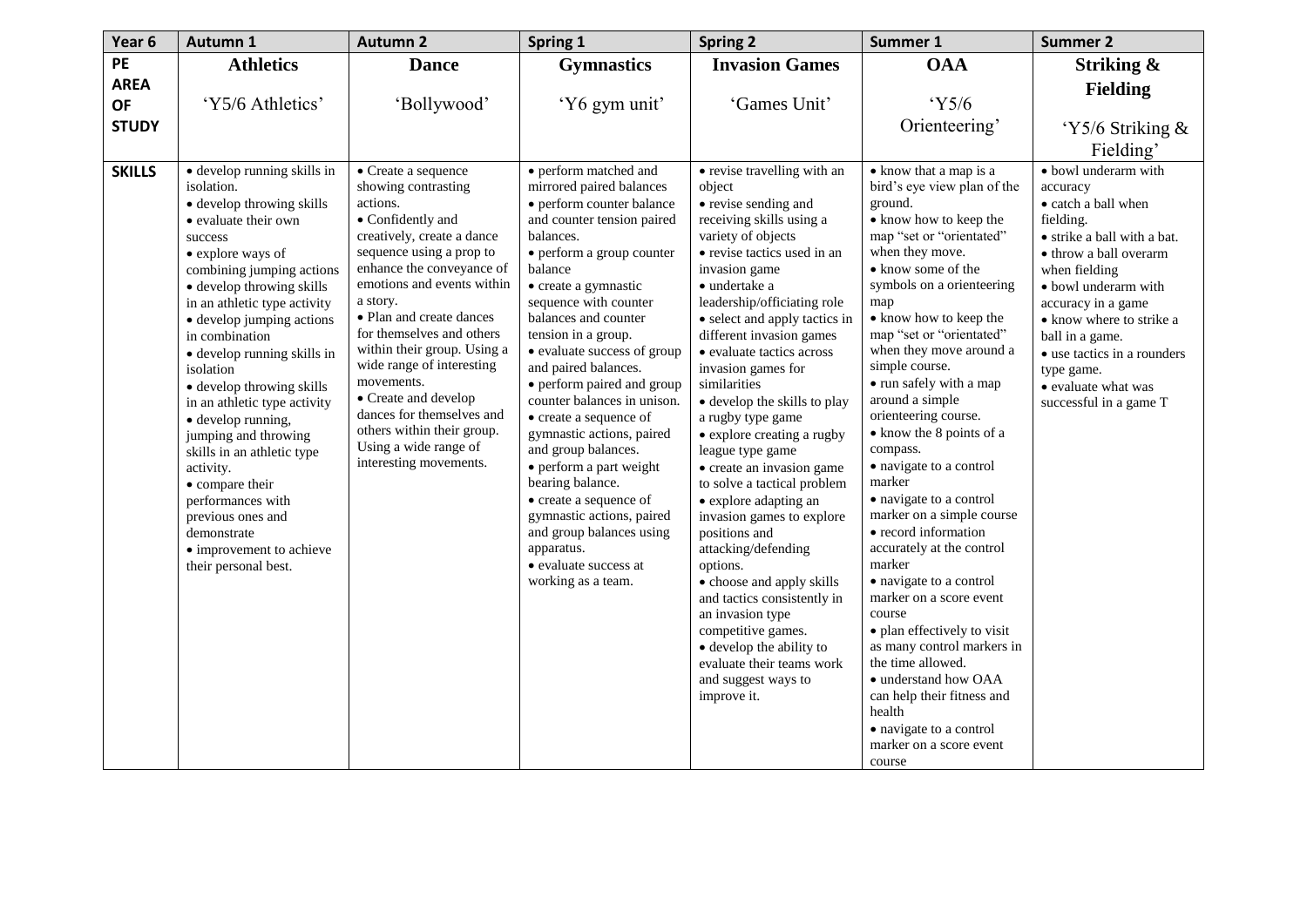| Year 6 | Autumn 1 | Autumn 2 | Spring 1 | Spring 2 | Summer 1 | Summer 2 |
|---|---|---|---|---|---|---|
| **PE AREA OF STUDY** | **Athletics**<br><br>'Y5/6 Athletics' | **Dance**<br><br>'Bollywood' | **Gymnastics**<br><br>'Y6 gym unit' | **Invasion Games**<br><br>'Games Unit' | **OAA**<br><br>'Y5/6 Orienteering' | **Striking & Fielding**<br><br>'Y5/6 Striking & Fielding' |
| **SKILLS** | • develop running skills in isolation.<br>• develop throwing skills<br>• evaluate their own success<br>• explore ways of combining jumping actions<br>• develop throwing skills in an athletic type activity<br>• develop jumping actions in combination<br>• develop running skills in isolation<br>• develop throwing skills in an athletic type activity<br>• develop running, jumping and throwing skills in an athletic type activity.<br>• compare their performances with previous ones and demonstrate<br>• improvement to achieve their personal best. | • Create a sequence showing contrasting actions.<br>• Confidently and creatively, create a dance sequence using a prop to enhance the conveyance of emotions and events within a story.<br>• Plan and create dances for themselves and others within their group. Using a wide range of interesting movements.<br>• Create and develop dances for themselves and others within their group. Using a wide range of interesting movements. | • perform matched and mirrored paired balances<br>• perform counter balance and counter tension paired balances.<br>• perform a group counter balance<br>• create a gymnastic sequence with counter balances and counter tension in a group.<br>• evaluate success of group and paired balances.<br>• perform paired and group counter balances in unison.<br>• create a sequence of gymnastic actions, paired and group balances.<br>• perform a part weight bearing balance.<br>• create a sequence of gymnastic actions, paired and group balances using apparatus.<br>• evaluate success at working as a team. | • revise travelling with an object<br>• revise sending and receiving skills using a variety of objects<br>• revise tactics used in an invasion game<br>• undertake a leadership/officiating role<br>• select and apply tactics in different invasion games<br>• evaluate tactics across invasion games for similarities<br>• develop the skills to play a rugby type game<br>• explore creating a rugby league type game<br>• create an invasion game to solve a tactical problem<br>• explore adapting an invasion games to explore positions and attacking/defending options.<br>• choose and apply skills and tactics consistently in an invasion type competitive games.<br>• develop the ability to evaluate their teams work and suggest ways to improve it. | • know that a map is a bird's eye view plan of the ground.<br>• know how to keep the map "set or "orientated" when they move.<br>• know some of the symbols on a orienteering map<br>• know how to keep the map "set or "orientated" when they move around a simple course.<br>• run safely with a map around a simple orienteering course.<br>• know the 8 points of a compass.<br>• navigate to a control marker<br>• navigate to a control marker on a simple course<br>• record information accurately at the control marker<br>• navigate to a control marker on a score event course<br>• plan effectively to visit as many control markers in the time allowed.<br>• understand how OAA can help their fitness and health<br>• navigate to a control marker on a score event course | • bowl underarm with accuracy<br>• catch a ball when fielding.<br>• strike a ball with a bat.<br>• throw a ball overarm when fielding<br>• bowl underarm with accuracy in a game<br>• know where to strike a ball in a game.<br>• use tactics in a rounders type game.<br>• evaluate what was successful in a game T |